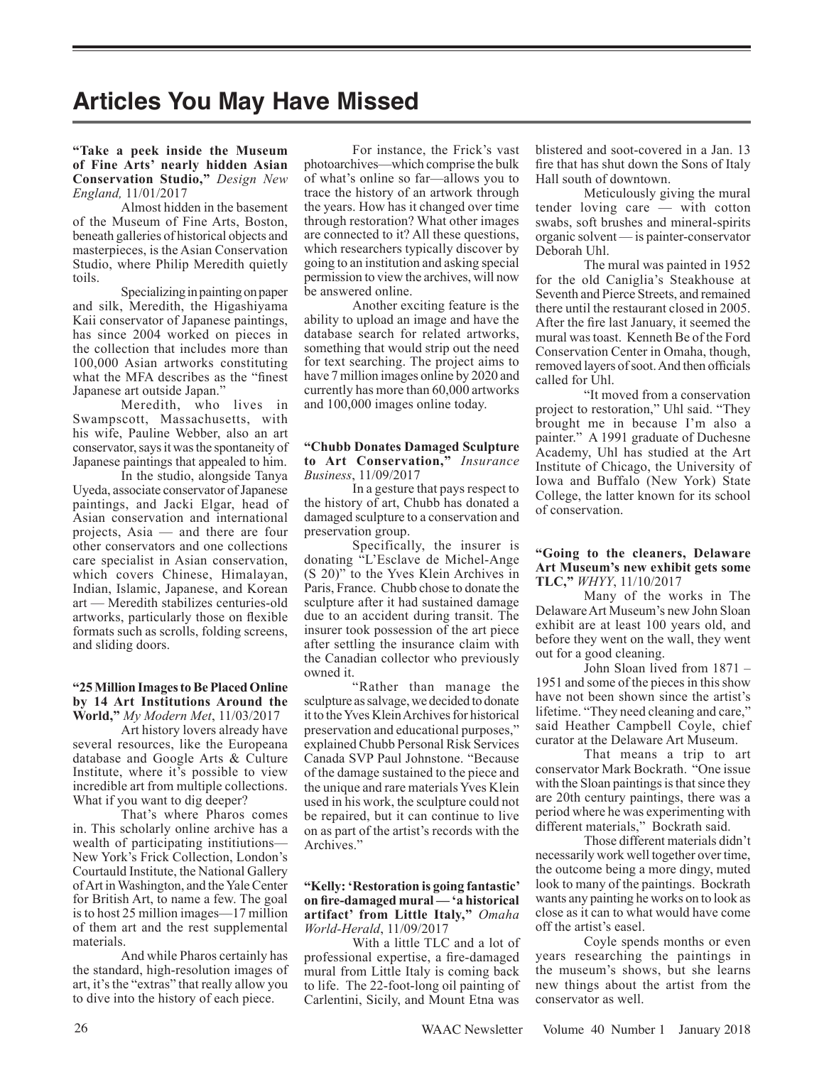# Articles You May Have Missed

**"Take a peek inside the Museum of Fine Arts' nearly hidden Asian Conservation Studio,"** *Design New England,* 11/01/2017

Almost hidden in the basement of the Museum of Fine Arts, Boston, beneath galleries of historical objects and masterpieces, is the Asian Conservation Studio, where Philip Meredith quietly toils.

Specializing in painting on paper and silk, Meredith, the Higashiyama Kaii conservator of Japanese paintings, has since 2004 worked on pieces in the collection that includes more than 100,000 Asian artworks constituting what the MFA describes as the "finest Japanese art outside Japan."

Meredith, who lives in Swampscott, Massachusetts, with his wife, Pauline Webber, also an art conservator, says it was the spontaneity of Japanese paintings that appealed to him.

In the studio, alongside Tanya Uyeda, associate conservator of Japanese paintings, and Jacki Elgar, head of Asian conservation and international projects, Asia — and there are four other conservators and one collections care specialist in Asian conservation, which covers Chinese, Himalayan, Indian, Islamic, Japanese, and Korean art — Meredith stabilizes centuries-old artworks, particularly those on flexible formats such as scrolls, folding screens, and sliding doors.

**"25 Million Images to Be Placed Online by 14 Art Institutions Around the World,"** *My Modern Met*, 11/03/2017

Art history lovers already have several resources, like the Europeana database and Google Arts & Culture Institute, where it's possible to view incredible art from multiple collections. What if you want to dig deeper?

That's where Pharos comes in. This scholarly online archive has a wealth of participating instititions—New York's Frick Collection, London's Courtauld Institute, the National Gallery of Art in Washington, and the Yale Center for British Art, to name a few. The goal is to host 25 million images—17 million of them art and the rest supplemental materials.

And while Pharos certainly has the standard, high-resolution images of art, it's the "extras" that really allow you to dive into the history of each piece.

For instance, the Frick's vast photoarchives—which comprise the bulk of what's online so far—allows you to trace the history of an artwork through the years. How has it changed over time through restoration? What other images are connected to it? All these questions, which researchers typically discover by going to an institution and asking special permission to view the archives, will now be answered online.

Another exciting feature is the ability to upload an image and have the database search for related artworks, something that would strip out the need for text searching. The project aims to have 7 million images online by 2020 and currently has more than 60,000 artworks and 100,000 images online today.

**"Chubb Donates Damaged Sculpture to Art Conservation,"** *Insurance Business*, 11/09/2017

In a gesture that pays respect to the history of art, Chubb has donated a damaged sculpture to a conservation and preservation group.

Specifically, the insurer is donating "L'Esclave de Michel-Ange (S 20)" to the Yves Klein Archives in Paris, France. Chubb chose to donate the sculpture after it had sustained damage due to an accident during transit. The insurer took possession of the art piece after settling the insurance claim with the Canadian collector who previously owned it.

"Rather than manage the sculpture as salvage, we decided to donate it to the Yves Klein Archives for historical preservation and educational purposes," explained Chubb Personal Risk Services Canada SVP Paul Johnstone. "Because of the damage sustained to the piece and the unique and rare materials Yves Klein used in his work, the sculpture could not be repaired, but it can continue to live on as part of the artist's records with the Archives."

**"Kelly: 'Restoration is going fantastic' on fire-damaged mural — 'a historical artifact' from Little Italy,"** *Omaha World-Herald*, 11/09/2017

With a little TLC and a lot of professional expertise, a fire-damaged mural from Little Italy is coming back to life. The 22-foot-long oil painting of Carlentini, Sicily, and Mount Etna was blistered and soot-covered in a Jan. 13 fire that has shut down the Sons of Italy Hall south of downtown.

Meticulously giving the mural tender loving care — with cotton swabs, soft brushes and mineral-spirits organic solvent — is painter-conservator Deborah Uhl.

The mural was painted in 1952 for the old Caniglia's Steakhouse at Seventh and Pierce Streets, and remained there until the restaurant closed in 2005. After the fire last January, it seemed the mural was toast. Kenneth Be of the Ford Conservation Center in Omaha, though, removed layers of soot. And then officials called for Uhl.

"It moved from a conservation project to restoration," Uhl said. "They brought me in because I'm also a painter." A 1991 graduate of Duchesne Academy, Uhl has studied at the Art Institute of Chicago, the University of Iowa and Buffalo (New York) State College, the latter known for its school of conservation.

**"Going to the cleaners, Delaware Art Museum's new exhibit gets some TLC,"** *WHYY*, 11/10/2017

Many of the works in The Delaware Art Museum's new John Sloan exhibit are at least 100 years old, and before they went on the wall, they went out for a good cleaning.

John Sloan lived from 1871 – 1951 and some of the pieces in this show have not been shown since the artist's lifetime. "They need cleaning and care," said Heather Campbell Coyle, chief curator at the Delaware Art Museum.

That means a trip to art conservator Mark Bockrath. "One issue with the Sloan paintings is that since they are 20th century paintings, there was a period where he was experimenting with different materials," Bockrath said.

Those different materials didn't necessarily work well together over time, the outcome being a more dingy, muted look to many of the paintings. Bockrath wants any painting he works on to look as close as it can to what would have come off the artist's easel.

Coyle spends months or even years researching the paintings in the museum's shows, but she learns new things about the artist from the conservator as well.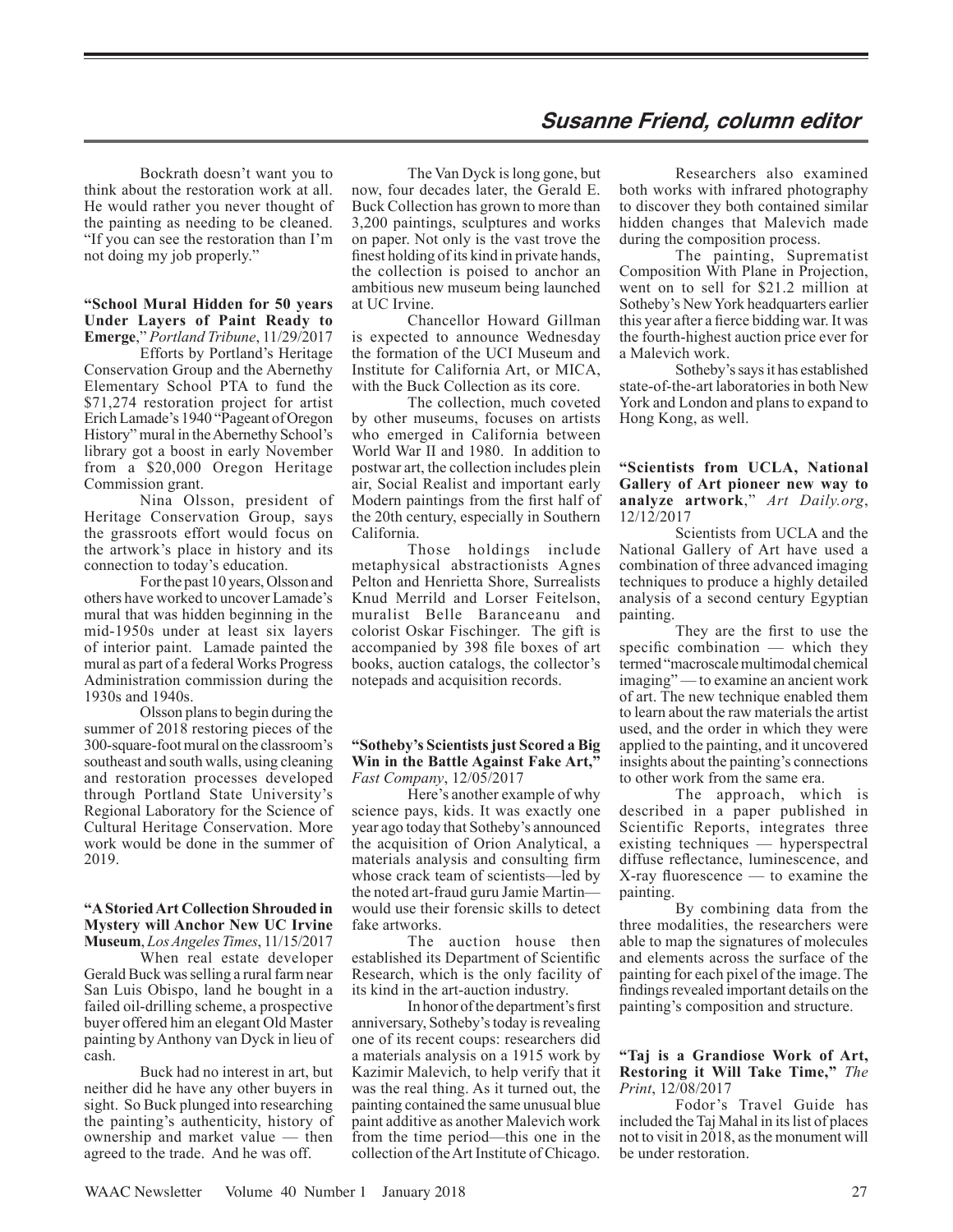Bockrath doesn't want you to think about the restoration work at all. He would rather you never thought of the painting as needing to be cleaned. "If you can see the restoration than I'm not doing my job properly."

**"School Mural Hidden for 50 years Under Layers of Paint Ready to Emerge**," *Portland Tribune*, 11/29/2017

Efforts by Portland's Heritage Conservation Group and the Abernethy Elementary School PTA to fund the $71,274 restoration project for artist Erich Lamade's 1940 "Pageant of Oregon History" mural in the Abernethy School's library got a boost in early November from a $20,000 Oregon Heritage Commission grant.

Nina Olsson, president of Heritage Conservation Group, says the grassroots effort would focus on the artwork's place in history and its connection to today's education.

For the past 10 years, Olsson and others have worked to uncover Lamade's mural that was hidden beginning in the mid-1950s under at least six layers of interior paint. Lamade painted the mural as part of a federal Works Progress Administration commission during the 1930s and 1940s.

Olsson plans to begin during the summer of 2018 restoring pieces of the 300-square-foot mural on the classroom's southeast and south walls, using cleaning and restoration processes developed through Portland State University's Regional Laboratory for the Science of Cultural Heritage Conservation. More work would be done in the summer of 2019.

**"A Storied Art Collection Shrouded in Mystery will Anchor New UC Irvine Museum**, *Los Angeles Times*, 11/15/2017

When real estate developer Gerald Buck was selling a rural farm near San Luis Obispo, land he bought in a failed oil-drilling scheme, a prospective buyer offered him an elegant Old Master painting by Anthony van Dyck in lieu of cash.

Buck had no interest in art, but neither did he have any other buyers in sight. So Buck plunged into researching the painting's authenticity, history of ownership and market value — then agreed to the trade. And he was off.

The Van Dyck is long gone, but now, four decades later, the Gerald E. Buck Collection has grown to more than 3,200 paintings, sculptures and works on paper. Not only is the vast trove the finest holding of its kind in private hands, the collection is poised to anchor an ambitious new museum being launched at UC Irvine.

Chancellor Howard Gillman is expected to announce Wednesday the formation of the UCI Museum and Institute for California Art, or MICA, with the Buck Collection as its core.

The collection, much coveted by other museums, focuses on artists who emerged in California between World War II and 1980. In addition to postwar art, the collection includes plein air, Social Realist and important early Modern paintings from the first half of the 20th century, especially in Southern California.

Those holdings include metaphysical abstractionists Agnes Pelton and Henrietta Shore, Surrealists Knud Merrild and Lorser Feitelson, muralist Belle Baranceanu and colorist Oskar Fischinger. The gift is accompanied by 398 file boxes of art books, auction catalogs, the collector's notepads and acquisition records.

**"Sotheby's Scientists just Scored a Big Win in the Battle Against Fake Art,"** *Fast Company*, 12/05/2017

Here's another example of why science pays, kids. It was exactly one year ago today that Sotheby's announced the acquisition of Orion Analytical, a materials analysis and consulting firm whose crack team of scientists—led by the noted art-fraud guru Jamie Martin—would use their forensic skills to detect fake artworks.

The auction house then established its Department of Scientific Research, which is the only facility of its kind in the art-auction industry.

In honor of the department's first anniversary, Sotheby's today is revealing one of its recent coups: researchers did a materials analysis on a 1915 work by Kazimir Malevich, to help verify that it was the real thing. As it turned out, the painting contained the same unusual blue paint additive as another Malevich work from the time period—this one in the collection of the Art Institute of Chicago.

Researchers also examined both works with infrared photography to discover they both contained similar hidden changes that Malevich made during the composition process.

The painting, Suprematist Composition With Plane in Projection, went on to sell for $21.2 million at Sotheby's New York headquarters earlier this year after a fierce bidding war. It was the fourth-highest auction price ever for a Malevich work.

Sotheby's says it has established state-of-the-art laboratories in both New York and London and plans to expand to Hong Kong, as well.

**"Scientists from UCLA, National Gallery of Art pioneer new way to analyze artwork**," *Art Daily.org*, 12/12/2017

Scientists from UCLA and the National Gallery of Art have used a combination of three advanced imaging techniques to produce a highly detailed analysis of a second century Egyptian painting.

They are the first to use the specific combination — which they termed "macroscale multimodal chemical imaging" — to examine an ancient work of art. The new technique enabled them to learn about the raw materials the artist used, and the order in which they were applied to the painting, and it uncovered insights about the painting's connections to other work from the same era.

The approach, which is described in a paper published in Scientific Reports, integrates three existing techniques — hyperspectral diffuse reflectance, luminescence, and X-ray fluorescence — to examine the painting.

By combining data from the three modalities, the researchers were able to map the signatures of molecules and elements across the surface of the painting for each pixel of the image. The findings revealed important details on the painting's composition and structure.

**"Taj is a Grandiose Work of Art, Restoring it Will Take Time,"** *The Print*, 12/08/2017

Fodor's Travel Guide has included the Taj Mahal in its list of places not to visit in 2018, as the monument will be under restoration.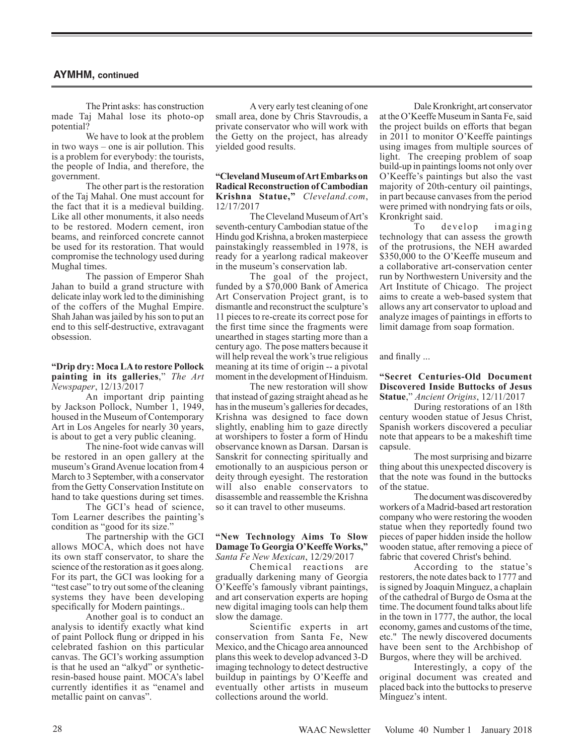**AYMHM, continued**

The Print asks: has construction made Taj Mahal lose its photo-op potential?

We have to look at the problem in two ways – one is air pollution. This is a problem for everybody: the tourists, the people of India, and therefore, the government.

The other part is the restoration of the Taj Mahal. One must account for the fact that it is a medieval building. Like all other monuments, it also needs to be restored. Modern cement, iron beams, and reinforced concrete cannot be used for its restoration. That would compromise the technology used during Mughal times.

The passion of Emperor Shah Jahan to build a grand structure with delicate inlay work led to the diminishing of the coffers of the Mughal Empire. Shah Jahan was jailed by his son to put an end to this self-destructive, extravagant obsession.

**"Drip dry: Moca LA to restore Pollock painting in its galleries**," *The Art Newspaper*, 12/13/2017

An important drip painting by Jackson Pollock, Number 1, 1949, housed in the Museum of Contemporary Art in Los Angeles for nearly 30 years, is about to get a very public cleaning.

The nine-foot wide canvas will be restored in an open gallery at the museum's Grand Avenue location from 4 March to 3 September, with a conservator from the Getty Conservation Institute on hand to take questions during set times.

The GCI's head of science, Tom Learner describes the painting's condition as "good for its size."

The partnership with the GCI allows MOCA, which does not have its own staff conservator, to share the science of the restoration as it goes along. For its part, the GCI was looking for a "test case" to try out some of the cleaning systems they have been developing specifically for Modern paintings..

Another goal is to conduct an analysis to identify exactly what kind of paint Pollock flung or dripped in his celebrated fashion on this particular canvas. The GCI's working assumption is that he used an "alkyd" or synthetic-resin-based house paint. MOCA's label currently identifies it as "enamel and metallic paint on canvas".

A very early test cleaning of one small area, done by Chris Stavroudis, a private conservator who will work with the Getty on the project, has already yielded good results.

**"Cleveland Museum of Art Embarks on Radical Reconstruction of Cambodian Krishna Statue,"** *Cleveland.com*, 12/17/2017

The Cleveland Museum of Art's seventh-century Cambodian statue of the Hindu god Krishna, a broken masterpiece painstakingly reassembled in 1978, is ready for a yearlong radical makeover in the museum's conservation lab.

The goal of the project, funded by a $70,000 Bank of America Art Conservation Project grant, is to dismantle and reconstruct the sculpture's 11 pieces to re-create its correct pose for the first time since the fragments were unearthed in stages starting more than a century ago. The pose matters because it will help reveal the work's true religious meaning at its time of origin -- a pivotal moment in the development of Hinduism.

The new restoration will show that instead of gazing straight ahead as he has in the museum's galleries for decades, Krishna was designed to face down slightly, enabling him to gaze directly at worshipers to foster a form of Hindu observance known as Darsan. Darsan is Sanskrit for connecting spiritually and emotionally to an auspicious person or deity through eyesight. The restoration will also enable conservators to disassemble and reassemble the Krishna so it can travel to other museums.

**"New Technology Aims To Slow Damage To Georgia O'Keeffe Works,"** *Santa Fe New Mexican*, 12/29/2017

Chemical reactions are gradually darkening many of Georgia O'Keeffe's famously vibrant paintings, and art conservation experts are hoping new digital imaging tools can help them slow the damage.

Scientific experts in art conservation from Santa Fe, New Mexico, and the Chicago area announced plans this week to develop advanced 3-D imaging technology to detect destructive buildup in paintings by O'Keeffe and eventually other artists in museum collections around the world.

Dale Kronkright, art conservator at the O'Keeffe Museum in Santa Fe, said the project builds on efforts that began in 2011 to monitor O'Keeffe paintings using images from multiple sources of light. The creeping problem of soap build-up in paintings looms not only over O'Keeffe's paintings but also the vast majority of 20th-century oil paintings, in part because canvases from the period were primed with nondrying fats or oils, Kronkright said.

To develop imaging technology that can assess the growth of the protrusions, the NEH awarded $350,000 to the O'Keeffe museum and a collaborative art-conservation center run by Northwestern University and the Art Institute of Chicago. The project aims to create a web-based system that allows any art conservator to upload and analyze images of paintings in efforts to limit damage from soap formation.

and finally ...

**"Secret Centuries-Old Document Discovered Inside Buttocks of Jesus Statue**," *Ancient Origins*, 12/11/2017

During restorations of an 18th century wooden statue of Jesus Christ, Spanish workers discovered a peculiar note that appears to be a makeshift time capsule.

The most surprising and bizarre thing about this unexpected discovery is that the note was found in the buttocks of the statue.

The document was discovered by workers of a Madrid-based art restoration company who were restoring the wooden statue when they reportedly found two pieces of paper hidden inside the hollow wooden statue, after removing a piece of fabric that covered Christ's behind.

According to the statue's restorers, the note dates back to 1777 and is signed by Joaquin Minguez, a chaplain of the cathedral of Burgo de Osma at the time. The document found talks about life in the town in 1777, the author, the local economy, games and customs of the time, etc." The newly discovered documents have been sent to the Archbishop of Burgos, where they will be archived.

Interestingly, a copy of the original document was created and placed back into the buttocks to preserve Mínguez's intent.